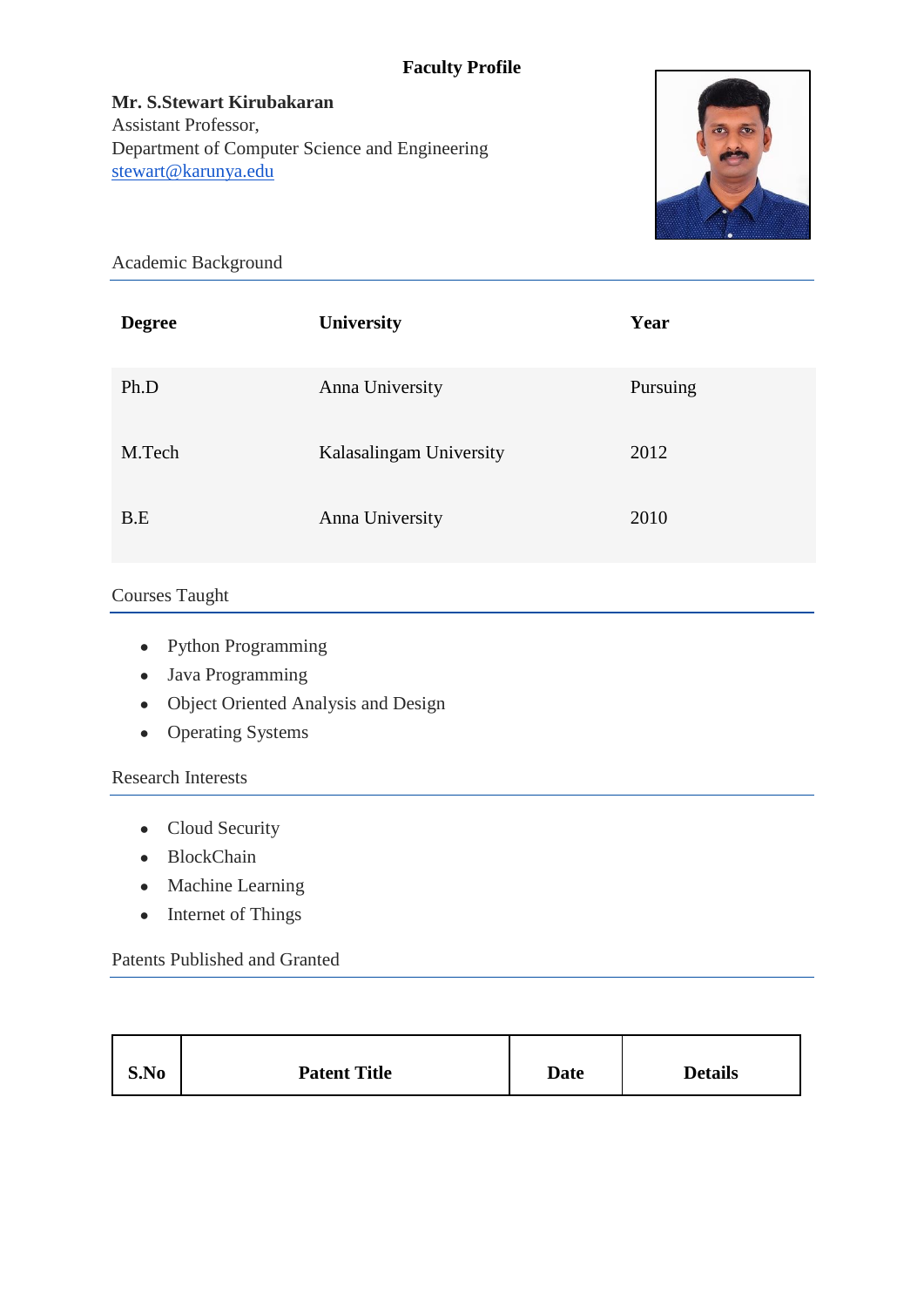# Faculty Profile

**Mr. S.Stewart Kirubakaran**
Assistant Professor,
Department of Computer Science and Engineering
stewart@karunya.edu

## Academic Background

| Degree | University | Year |
|---|---|---|
| Ph.D | Anna University | Pursuing |
| M.Tech | Kalasalingam University | 2012 |
| B.E | Anna University | 2010 |

## Courses Taught

- Python Programming
- Java Programming
- Object Oriented Analysis and Design
- Operating Systems

## Research Interests

- Cloud Security
- BlockChain
- Machine Learning
- Internet of Things

## Patents Published and Granted

| S.No | Patent Title | Date | Details |
|---|---|---|---|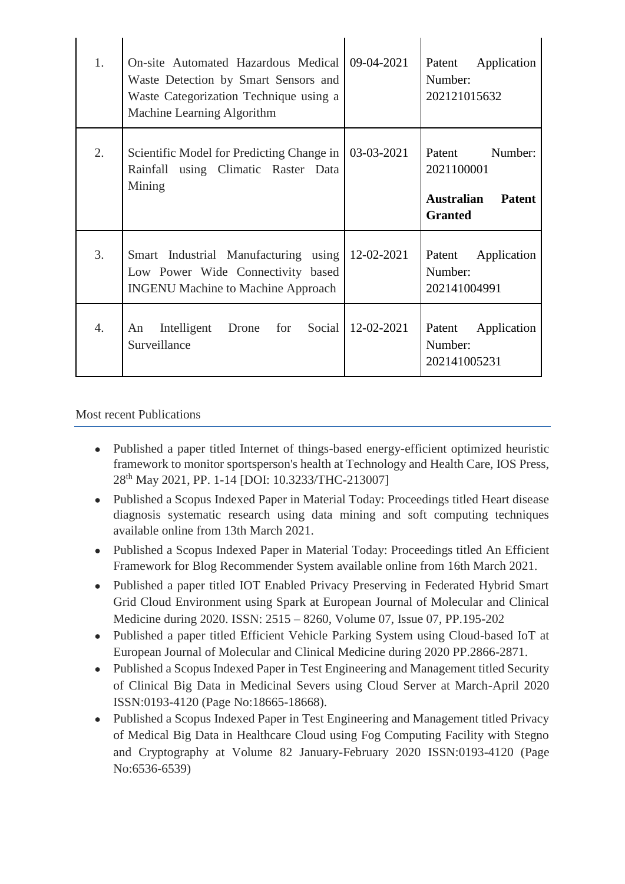| 1. | On-site Automated Hazardous Medical Waste Detection by Smart Sensors and Waste Categorization Technique using a Machine Learning Algorithm | 09-04-2021 | Patent Application Number: 202121015632 |
|---|---|---|---|
| 2. | Scientific Model for Predicting Change in Rainfall using Climatic Raster Data Mining | 03-03-2021 | Patent Number: 2021100001<br><br>**Australian Patent Granted** |
| 3. | Smart Industrial Manufacturing using Low Power Wide Connectivity based INGENU Machine to Machine Approach | 12-02-2021 | Patent Application Number: 202141004991 |
| 4. | An Intelligent Drone for Social Surveillance | 12-02-2021 | Patent Application Number: 202141005231 |

Most recent Publications

- Published a paper titled Internet of things-based energy-efficient optimized heuristic framework to monitor sportsperson's health at Technology and Health Care, IOS Press, 28th May 2021, PP. 1-14 [DOI: 10.3233/THC-213007]
- Published a Scopus Indexed Paper in Material Today: Proceedings titled Heart disease diagnosis systematic research using data mining and soft computing techniques available online from 13th March 2021.
- Published a Scopus Indexed Paper in Material Today: Proceedings titled An Efficient Framework for Blog Recommender System available online from 16th March 2021.
- Published a paper titled IOT Enabled Privacy Preserving in Federated Hybrid Smart Grid Cloud Environment using Spark at European Journal of Molecular and Clinical Medicine during 2020. ISSN: 2515 – 8260, Volume 07, Issue 07, PP.195-202
- Published a paper titled Efficient Vehicle Parking System using Cloud-based IoT at European Journal of Molecular and Clinical Medicine during 2020 PP.2866-2871.
- Published a Scopus Indexed Paper in Test Engineering and Management titled Security of Clinical Big Data in Medicinal Severs using Cloud Server at March-April 2020 ISSN:0193-4120 (Page No:18665-18668).
- Published a Scopus Indexed Paper in Test Engineering and Management titled Privacy of Medical Big Data in Healthcare Cloud using Fog Computing Facility with Stegno and Cryptography at Volume 82 January-February 2020 ISSN:0193-4120 (Page No:6536-6539)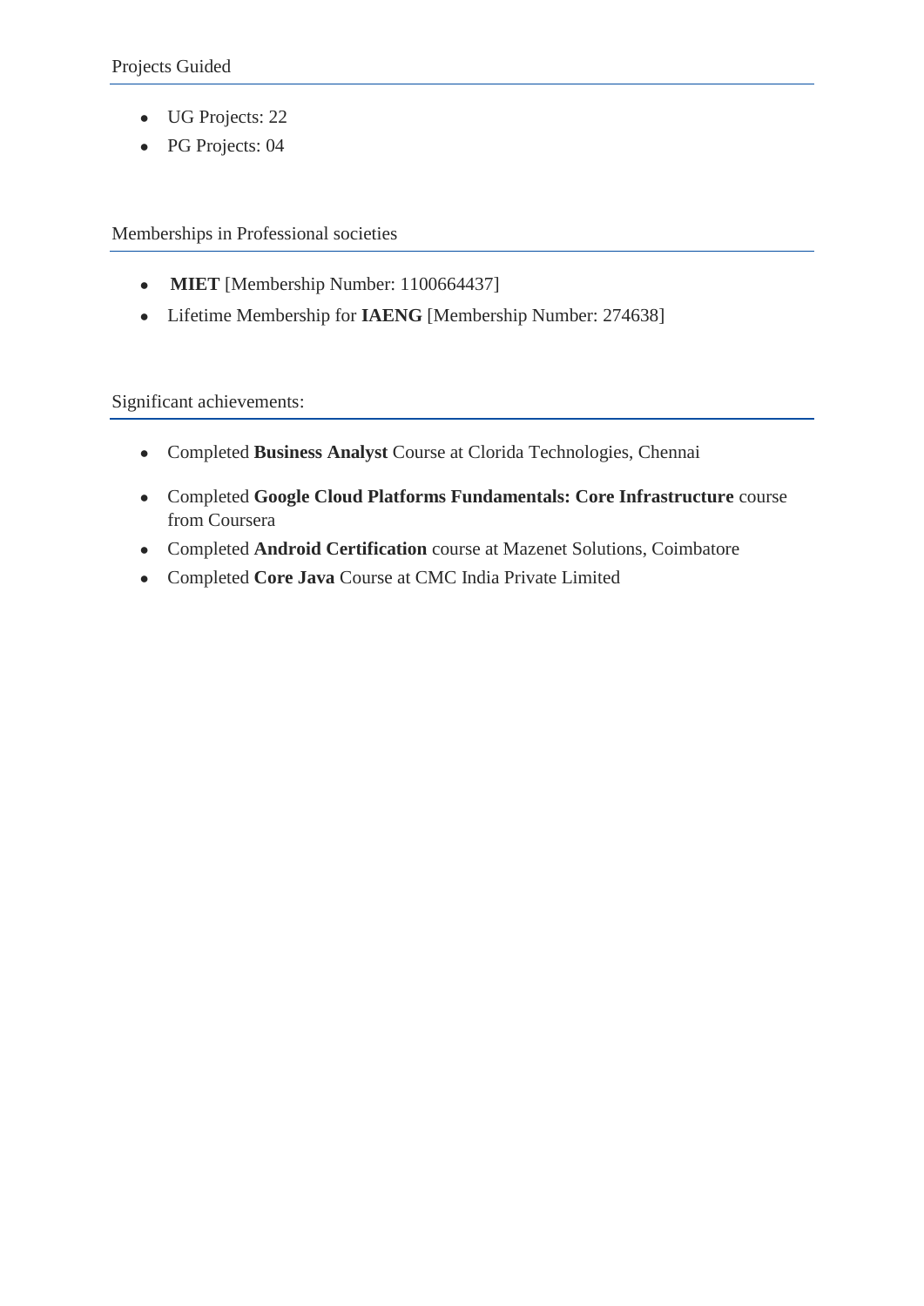## Projects Guided

- UG Projects: 22
- PG Projects: 04

## Memberships in Professional societies

- **MIET** [Membership Number: 1100664437]
- Lifetime Membership for **IAENG** [Membership Number: 274638]

## Significant achievements:

- Completed **Business Analyst** Course at Clorida Technologies, Chennai
- Completed **Google Cloud Platforms Fundamentals: Core Infrastructure** course from Coursera
- Completed **Android Certification** course at Mazenet Solutions, Coimbatore
- Completed **Core Java** Course at CMC India Private Limited